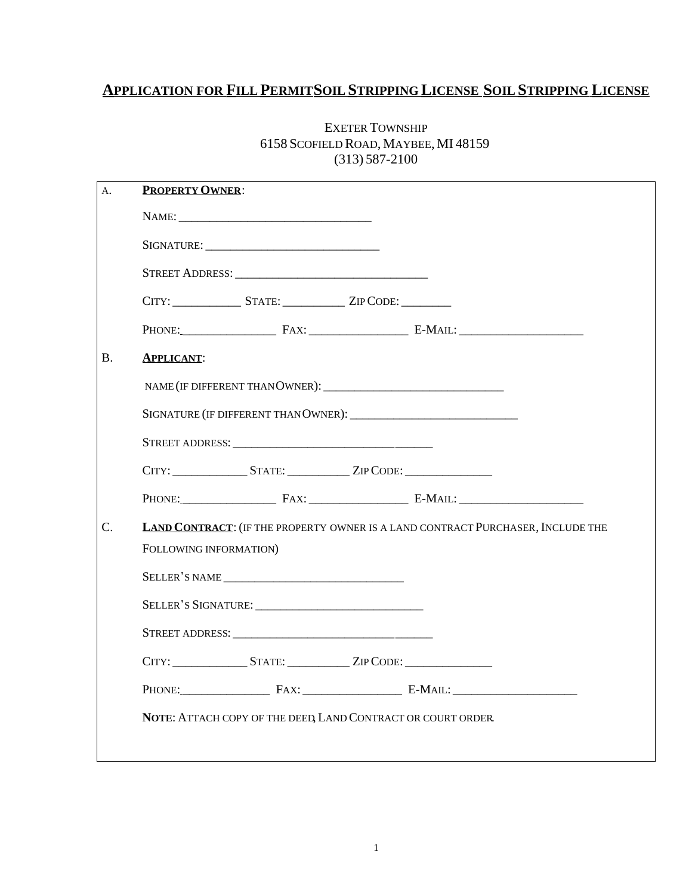# APPLICATION FOR FILL PERMIT SOIL STRIPPING LICENSE SOIL STRIPPING LICENSE

EXETER TOWNSHIP
6158 SCOFIELD ROAD, MAYBEE, MI 48159
(313) 587-2100

A. **PROPERTY OWNER**:

NAME: _______________________________

SIGNATURE: _____________________________

STREET ADDRESS: _______________________________

CITY: ___________ STATE: __________ ZIP CODE: ________

PHONE:_______________ FAX: ________________ E-MAIL: ____________________

B. **APPLICANT**:

NAME (IF DIFFERENT THAN OWNER): _____________________________

SIGNATURE (IF DIFFERENT THAN OWNER): ___________________________

STREET ADDRESS: ________________________________

CITY: ____________ STATE: __________ ZIP CODE: ______________

PHONE:_______________ FAX: ________________ E-MAIL: ____________________

C. **LAND CONTRACT**: (IF THE PROPERTY OWNER IS A LAND CONTRACT PURCHASER, INCLUDE THE FOLLOWING INFORMATION)

SELLER'S NAME _____________________________

SELLER'S SIGNATURE: ___________________________

STREET ADDRESS: ________________________________

CITY: ____________ STATE: __________ ZIP CODE: ______________

PHONE:______________ FAX: ________________ E-MAIL: ____________________

**NOTE**: ATTACH COPY OF THE DEED, LAND CONTRACT OR COURT ORDER.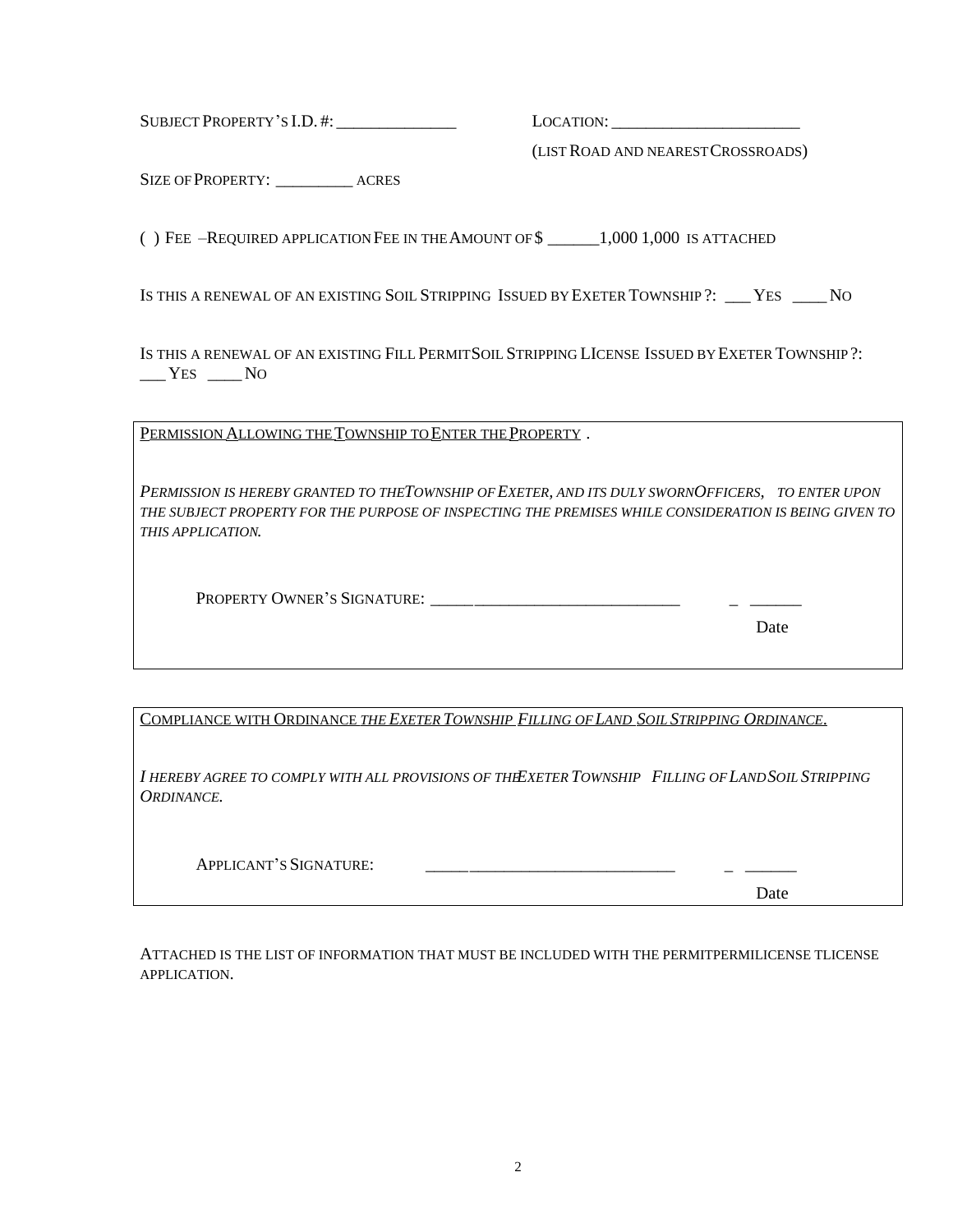SUBJECT PROPERTY'S I.D. #: _______________ LOCATION: ________________________

(LIST ROAD AND NEAREST CROSSROADS)

SIZE OF PROPERTY: __________ ACRES

( ) FEE –REQUIRED APPLICATION FEE IN THE AMOUNT OF $ ______1,000 1,000 IS ATTACHED

IS THIS A RENEWAL OF AN EXISTING SOIL STRIPPING ISSUED BY EXETER TOWNSHIP ?: ___ YES ____ NO

IS THIS A RENEWAL OF AN EXISTING FILL PERMITSOIL STRIPPING LICENSE ISSUED BY EXETER TOWNSHIP ?: ___ YES ____ NO

---

PERMISSION ALLOWING THE TOWNSHIP TO ENTER THE PROPERTY .

*PERMISSION IS HEREBY GRANTED TO THE TOWNSHIP OF EXETER, AND ITS DULY SWORN OFFICERS, TO ENTER UPON THE SUBJECT PROPERTY FOR THE PURPOSE OF INSPECTING THE PREMISES WHILE CONSIDERATION IS BEING GIVEN TO THIS APPLICATION.*

PROPERTY OWNER'S SIGNATURE: ________________________________ _ ______

Date

---

COMPLIANCE WITH ORDINANCE *THE EXETER TOWNSHIP FILLING OF LAND SOIL STRIPPING ORDINANCE*.

*I HEREBY AGREE TO COMPLY WITH ALL PROVISIONS OF THE EXETER TOWNSHIP FILLING OF LAND SOIL STRIPPING ORDINANCE.*

APPLICANT'S SIGNATURE: ________________________________ _ ______

Date

---

ATTACHED IS THE LIST OF INFORMATION THAT MUST BE INCLUDED WITH THE PERMITPERMILICENSE TLICENSE APPLICATION.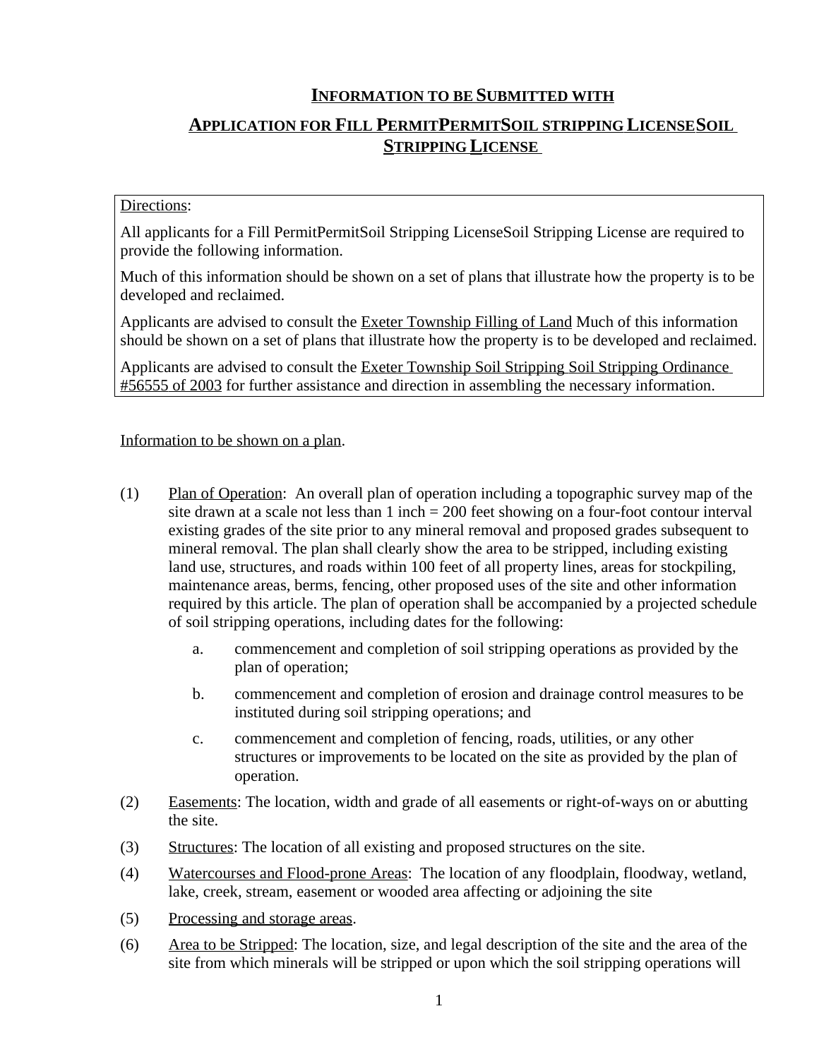## INFORMATION TO BE SUBMITTED WITH

## APPLICATION FOR FILL PERMITPERMITSOIL STRIPPING LICENSESOIL STRIPPING LICENSE

Directions:

All applicants for a Fill PermitPermitSoil Stripping LicenseSoil Stripping License are required to provide the following information.

Much of this information should be shown on a set of plans that illustrate how the property is to be developed and reclaimed.

Applicants are advised to consult the Exeter Township Filling of Land Much of this information should be shown on a set of plans that illustrate how the property is to be developed and reclaimed.

Applicants are advised to consult the Exeter Township Soil Stripping Soil Stripping Ordinance #56555 of 2003 for further assistance and direction in assembling the necessary information.

Information to be shown on a plan.

(1) Plan of Operation: An overall plan of operation including a topographic survey map of the site drawn at a scale not less than 1 inch = 200 feet showing on a four-foot contour interval existing grades of the site prior to any mineral removal and proposed grades subsequent to mineral removal. The plan shall clearly show the area to be stripped, including existing land use, structures, and roads within 100 feet of all property lines, areas for stockpiling, maintenance areas, berms, fencing, other proposed uses of the site and other information required by this article. The plan of operation shall be accompanied by a projected schedule of soil stripping operations, including dates for the following:

   a. commencement and completion of soil stripping operations as provided by the plan of operation;

   b. commencement and completion of erosion and drainage control measures to be instituted during soil stripping operations; and

   c. commencement and completion of fencing, roads, utilities, or any other structures or improvements to be located on the site as provided by the plan of operation.

(2) Easements: The location, width and grade of all easements or right-of-ways on or abutting the site.

(3) Structures: The location of all existing and proposed structures on the site.

(4) Watercourses and Flood-prone Areas: The location of any floodplain, floodway, wetland, lake, creek, stream, easement or wooded area affecting or adjoining the site

(5) Processing and storage areas.

(6) Area to be Stripped: The location, size, and legal description of the site and the area of the site from which minerals will be stripped or upon which the soil stripping operations will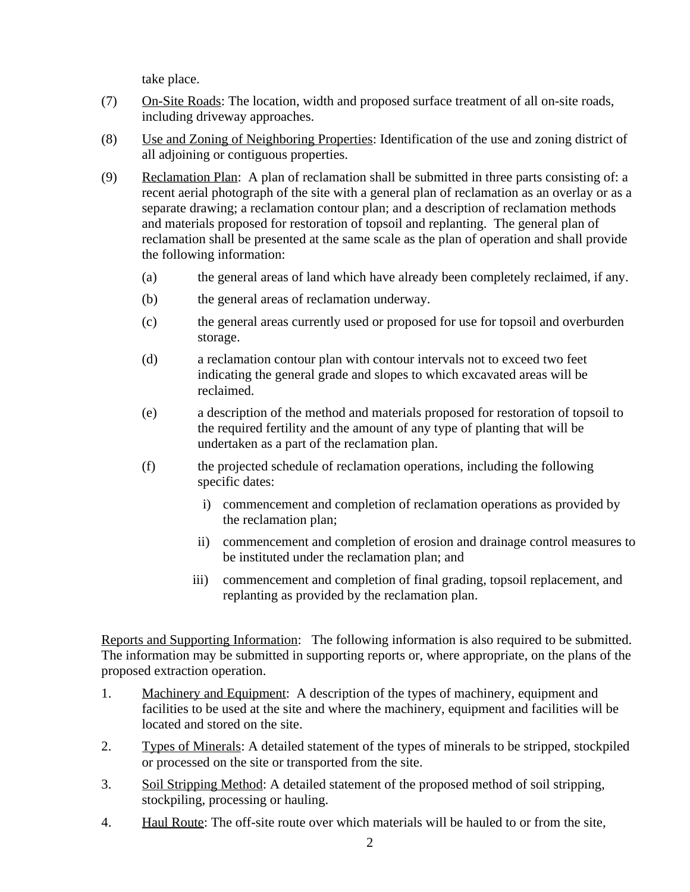take place.

(7) On-Site Roads: The location, width and proposed surface treatment of all on-site roads, including driveway approaches.

(8) Use and Zoning of Neighboring Properties: Identification of the use and zoning district of all adjoining or contiguous properties.

(9) Reclamation Plan: A plan of reclamation shall be submitted in three parts consisting of: a recent aerial photograph of the site with a general plan of reclamation as an overlay or as a separate drawing; a reclamation contour plan; and a description of reclamation methods and materials proposed for restoration of topsoil and replanting. The general plan of reclamation shall be presented at the same scale as the plan of operation and shall provide the following information:

   (a) the general areas of land which have already been completely reclaimed, if any.

   (b) the general areas of reclamation underway.

   (c) the general areas currently used or proposed for use for topsoil and overburden storage.

   (d) a reclamation contour plan with contour intervals not to exceed two feet indicating the general grade and slopes to which excavated areas will be reclaimed.

   (e) a description of the method and materials proposed for restoration of topsoil to the required fertility and the amount of any type of planting that will be undertaken as a part of the reclamation plan.

   (f) the projected schedule of reclamation operations, including the following specific dates:

      i) commencement and completion of reclamation operations as provided by the reclamation plan;

      ii) commencement and completion of erosion and drainage control measures to be instituted under the reclamation plan; and

      iii) commencement and completion of final grading, topsoil replacement, and replanting as provided by the reclamation plan.

Reports and Supporting Information: The following information is also required to be submitted. The information may be submitted in supporting reports or, where appropriate, on the plans of the proposed extraction operation.

1. Machinery and Equipment: A description of the types of machinery, equipment and facilities to be used at the site and where the machinery, equipment and facilities will be located and stored on the site.

2. Types of Minerals: A detailed statement of the types of minerals to be stripped, stockpiled or processed on the site or transported from the site.

3. Soil Stripping Method: A detailed statement of the proposed method of soil stripping, stockpiling, processing or hauling.

4. Haul Route: The off-site route over which materials will be hauled to or from the site,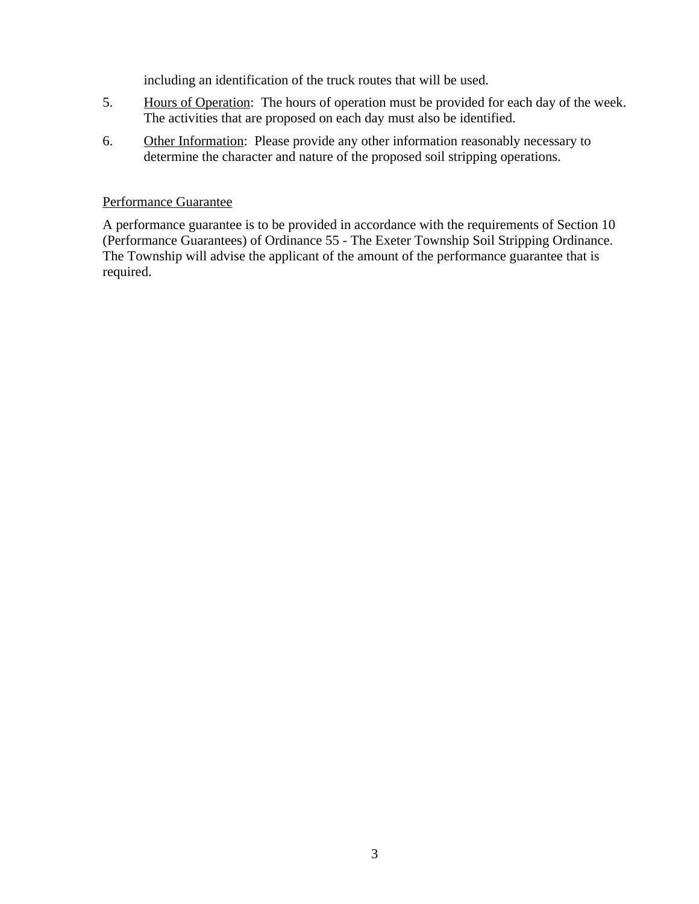including an identification of the truck routes that will be used.

5. Hours of Operation: The hours of operation must be provided for each day of the week. The activities that are proposed on each day must also be identified.

6. Other Information: Please provide any other information reasonably necessary to determine the character and nature of the proposed soil stripping operations.

Performance Guarantee

A performance guarantee is to be provided in accordance with the requirements of Section 10 (Performance Guarantees) of Ordinance 55 - The Exeter Township Soil Stripping Ordinance. The Township will advise the applicant of the amount of the performance guarantee that is required.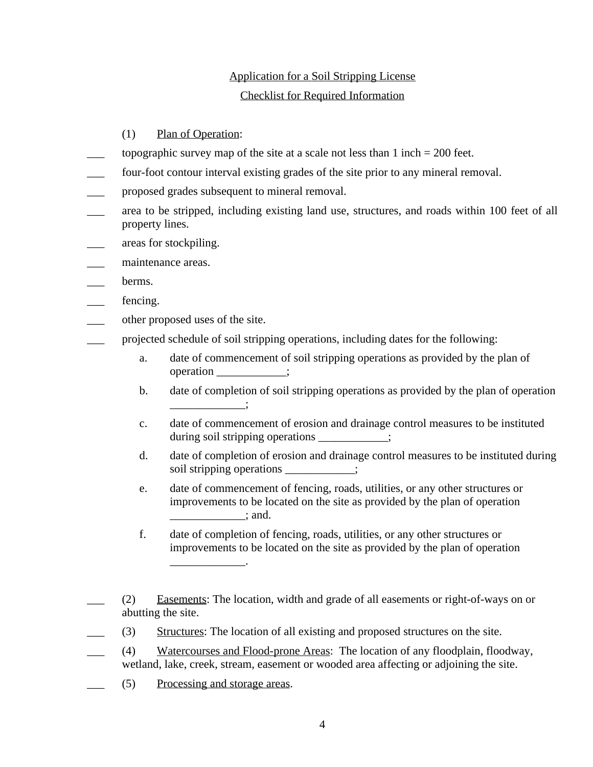Application for a Soil Stripping License

Checklist for Required Information

(1) Plan of Operation:

___ topographic survey map of the site at a scale not less than 1 inch = 200 feet.

___ four-foot contour interval existing grades of the site prior to any mineral removal.

___ proposed grades subsequent to mineral removal.

___ area to be stripped, including existing land use, structures, and roads within 100 feet of all property lines.

___ areas for stockpiling.

___ maintenance areas.

___ berms.

___ fencing.

___ other proposed uses of the site.

___ projected schedule of soil stripping operations, including dates for the following:

a. date of commencement of soil stripping operations as provided by the plan of operation ____________;

b. date of completion of soil stripping operations as provided by the plan of operation _____________;

c. date of commencement of erosion and drainage control measures to be instituted during soil stripping operations ____________;

d. date of completion of erosion and drainage control measures to be instituted during soil stripping operations ____________;

e. date of commencement of fencing, roads, utilities, or any other structures or improvements to be located on the site as provided by the plan of operation _____________; and.

f. date of completion of fencing, roads, utilities, or any other structures or improvements to be located on the site as provided by the plan of operation _____________.

___ (2) Easements: The location, width and grade of all easements or right-of-ways on or abutting the site.

___ (3) Structures: The location of all existing and proposed structures on the site.

___ (4) Watercourses and Flood-prone Areas: The location of any floodplain, floodway, wetland, lake, creek, stream, easement or wooded area affecting or adjoining the site.

___ (5) Processing and storage areas.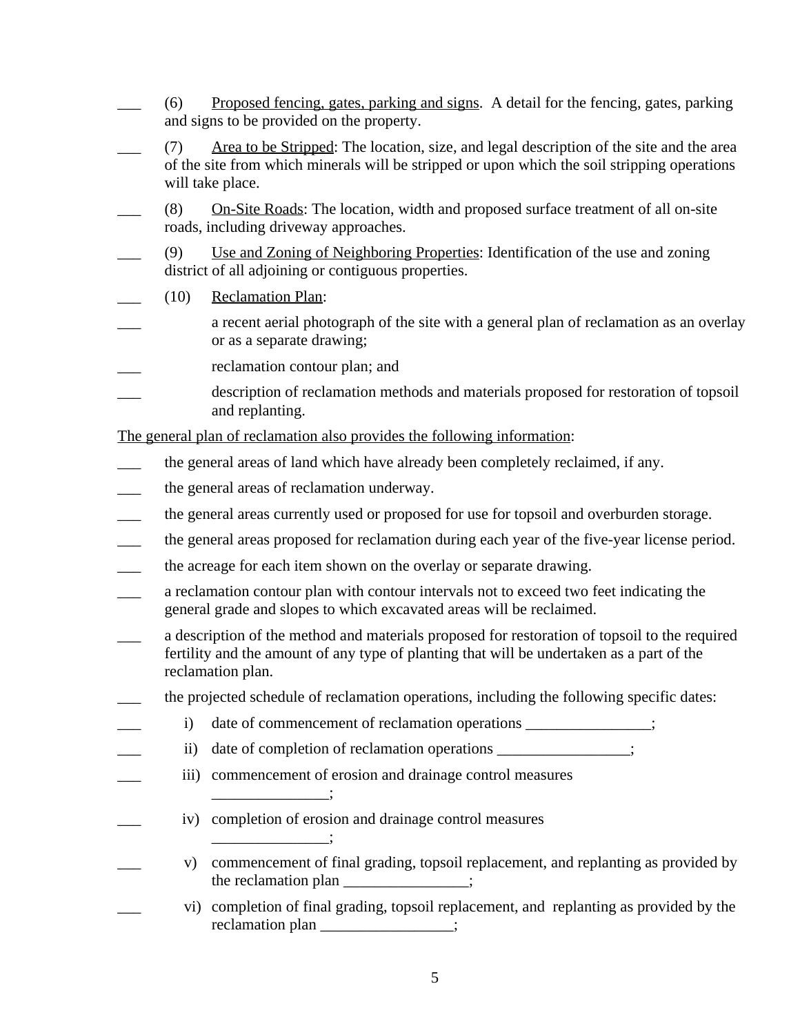___ (6) <u>Proposed fencing, gates, parking and signs</u>. A detail for the fencing, gates, parking and signs to be provided on the property.

___ (7) <u>Area to be Stripped</u>: The location, size, and legal description of the site and the area of the site from which minerals will be stripped or upon which the soil stripping operations will take place.

___ (8) <u>On-Site Roads</u>: The location, width and proposed surface treatment of all on-site roads, including driveway approaches.

___ (9) <u>Use and Zoning of Neighboring Properties</u>: Identification of the use and zoning district of all adjoining or contiguous properties.

___ (10) <u>Reclamation Plan</u>:

___ a recent aerial photograph of the site with a general plan of reclamation as an overlay or as a separate drawing;

___ reclamation contour plan; and

___ description of reclamation methods and materials proposed for restoration of topsoil and replanting.

<u>The general plan of reclamation also provides the following information</u>:

___ the general areas of land which have already been completely reclaimed, if any.

___ the general areas of reclamation underway.

___ the general areas currently used or proposed for use for topsoil and overburden storage.

___ the general areas proposed for reclamation during each year of the five-year license period.

___ the acreage for each item shown on the overlay or separate drawing.

___ a reclamation contour plan with contour intervals not to exceed two feet indicating the general grade and slopes to which excavated areas will be reclaimed.

___ a description of the method and materials proposed for restoration of topsoil to the required fertility and the amount of any type of planting that will be undertaken as a part of the reclamation plan.

___ the projected schedule of reclamation operations, including the following specific dates:

___ i) date of commencement of reclamation operations ________________;

___ ii) date of completion of reclamation operations _________________;

___ iii) commencement of erosion and drainage control measures _______________;

___ iv) completion of erosion and drainage control measures _______________;

___ v) commencement of final grading, topsoil replacement, and replanting as provided by the reclamation plan ________________;

___ vi) completion of final grading, topsoil replacement, and replanting as provided by the reclamation plan _________________;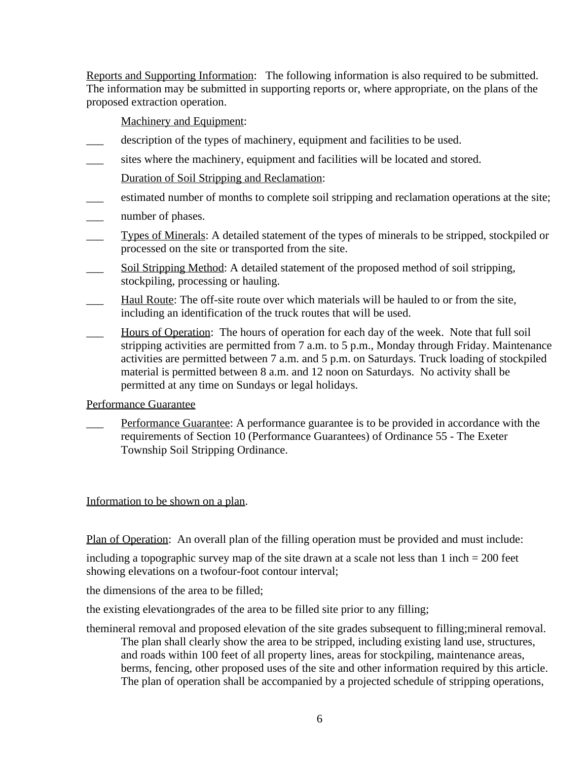Reports and Supporting Information: The following information is also required to be submitted. The information may be submitted in supporting reports or, where appropriate, on the plans of the proposed extraction operation.

Machinery and Equipment:

___ description of the types of machinery, equipment and facilities to be used.

___ sites where the machinery, equipment and facilities will be located and stored.

Duration of Soil Stripping and Reclamation:

___ estimated number of months to complete soil stripping and reclamation operations at the site;

___ number of phases.

___ Types of Minerals: A detailed statement of the types of minerals to be stripped, stockpiled or processed on the site or transported from the site.

___ Soil Stripping Method: A detailed statement of the proposed method of soil stripping, stockpiling, processing or hauling.

___ Haul Route: The off-site route over which materials will be hauled to or from the site, including an identification of the truck routes that will be used.

___ Hours of Operation: The hours of operation for each day of the week. Note that full soil stripping activities are permitted from 7 a.m. to 5 p.m., Monday through Friday. Maintenance activities are permitted between 7 a.m. and 5 p.m. on Saturdays. Truck loading of stockpiled material is permitted between 8 a.m. and 12 noon on Saturdays. No activity shall be permitted at any time on Sundays or legal holidays.

Performance Guarantee

___ Performance Guarantee: A performance guarantee is to be provided in accordance with the requirements of Section 10 (Performance Guarantees) of Ordinance 55 - The Exeter Township Soil Stripping Ordinance.

Information to be shown on a plan.

Plan of Operation: An overall plan of the filling operation must be provided and must include:

including a topographic survey map of the site drawn at a scale not less than 1 inch = 200 feet showing elevations on a twofour-foot contour interval;

the dimensions of the area to be filled;

the existing elevationgrades of the area to be filled site prior to any filling;

themineral removal and proposed elevation of the site grades subsequent to filling;mineral removal. The plan shall clearly show the area to be stripped, including existing land use, structures, and roads within 100 feet of all property lines, areas for stockpiling, maintenance areas, berms, fencing, other proposed uses of the site and other information required by this article. The plan of operation shall be accompanied by a projected schedule of stripping operations,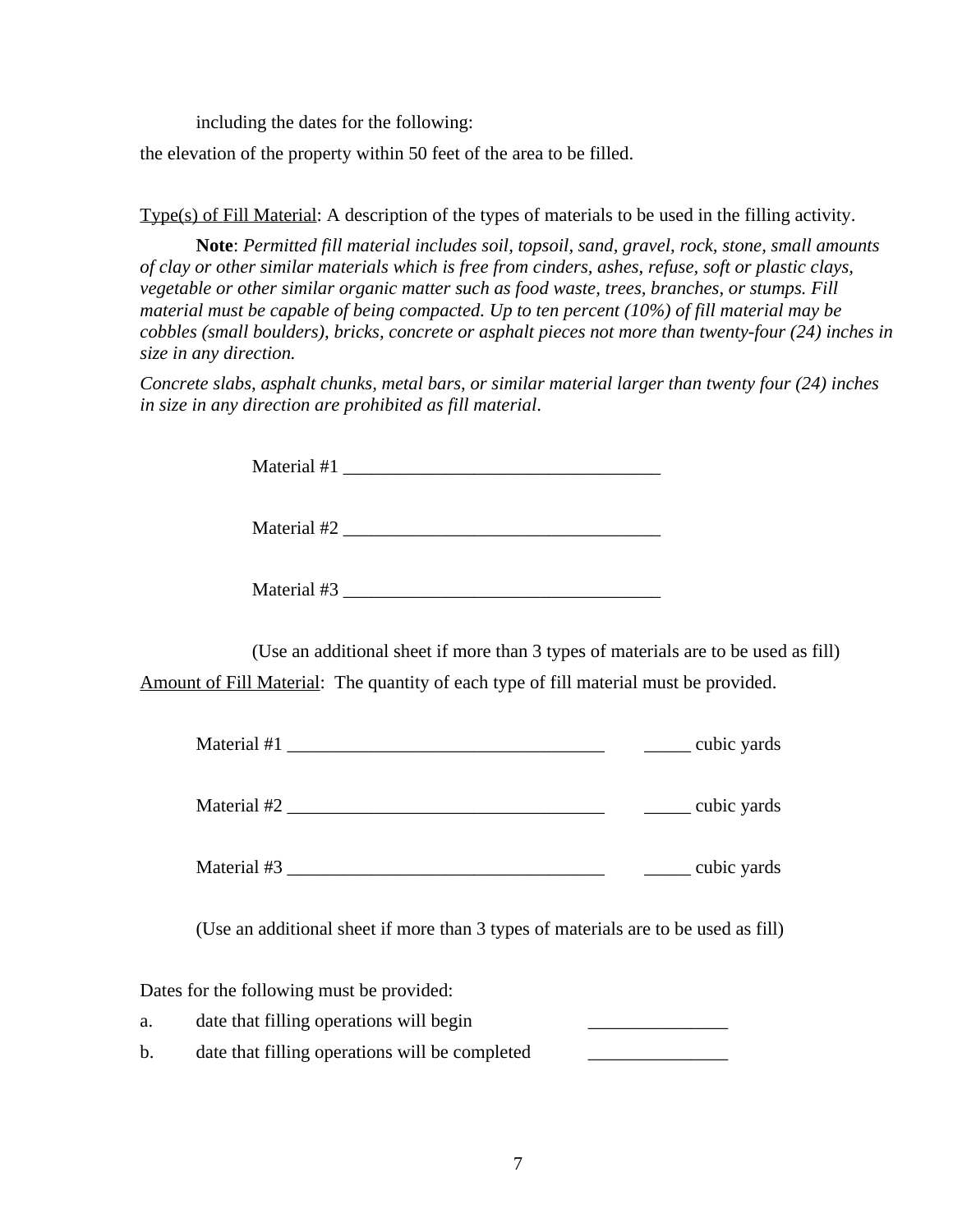including the dates for the following:

the elevation of the property within 50 feet of the area to be filled.

<u>Type(s) of Fill Material</u>: A description of the types of materials to be used in the filling activity.

**Note**: *Permitted fill material includes soil, topsoil, sand, gravel, rock, stone, small amounts of clay or other similar materials which is free from cinders, ashes, refuse, soft or plastic clays, vegetable or other similar organic matter such as food waste, trees, branches, or stumps. Fill material must be capable of being compacted. Up to ten percent (10%) of fill material may be cobbles (small boulders), bricks, concrete or asphalt pieces not more than twenty-four (24) inches in size in any direction.*

*Concrete slabs, asphalt chunks, metal bars, or similar material larger than twenty four (24) inches in size in any direction are prohibited as fill material.*

Material #1 ___________________________________

Material #2 ___________________________________

Material #3 ___________________________________

(Use an additional sheet if more than 3 types of materials are to be used as fill)

<u>Amount of Fill Material</u>: The quantity of each type of fill material must be provided.

Material #1 ___________________________________ _____ cubic yards

Material #2 ___________________________________ _____ cubic yards

Material #3 ___________________________________ _____ cubic yards

(Use an additional sheet if more than 3 types of materials are to be used as fill)

Dates for the following must be provided:

a. date that filling operations will begin _______________

b. date that filling operations will be completed _______________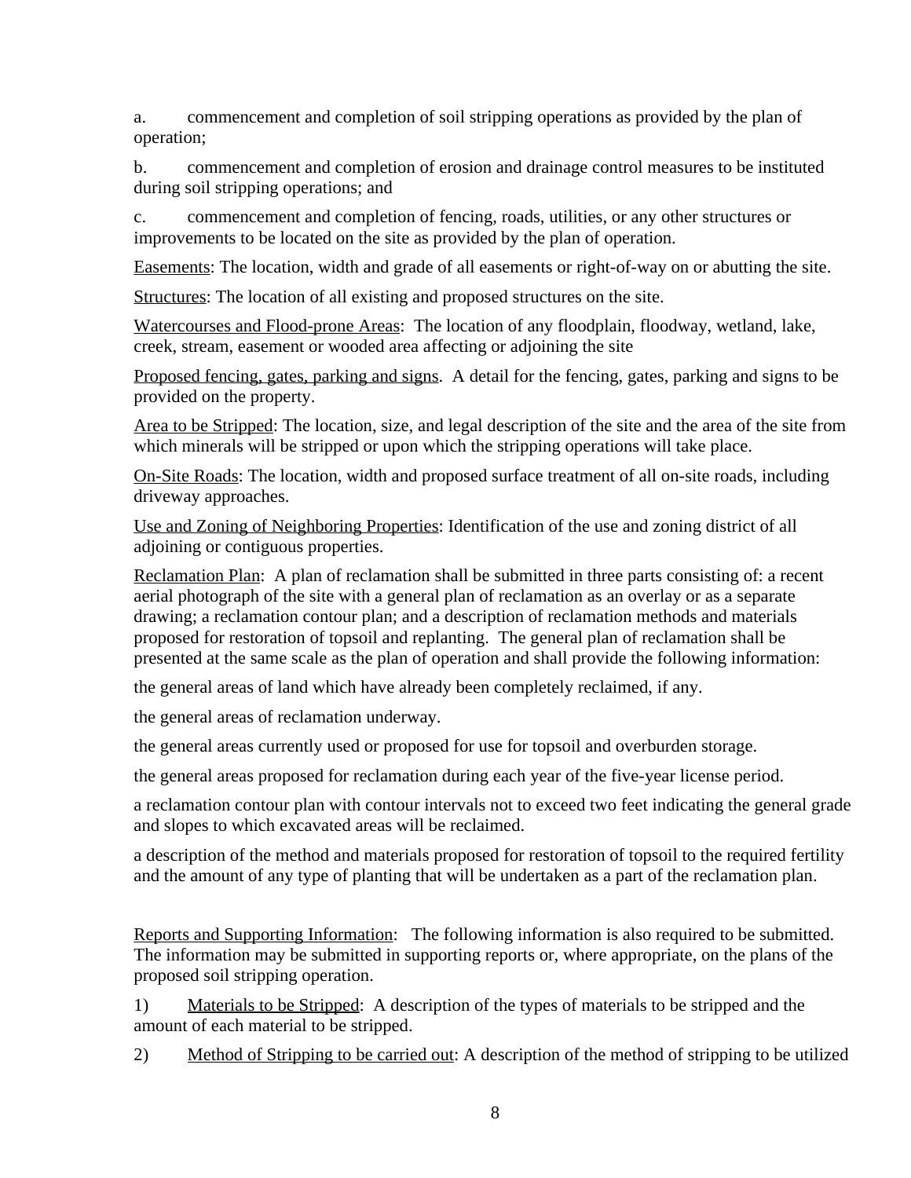a. commencement and completion of soil stripping operations as provided by the plan of operation;

b. commencement and completion of erosion and drainage control measures to be instituted during soil stripping operations; and

c. commencement and completion of fencing, roads, utilities, or any other structures or improvements to be located on the site as provided by the plan of operation.

<u>Easements</u>: The location, width and grade of all easements or right-of-way on or abutting the site.

<u>Structures</u>: The location of all existing and proposed structures on the site.

<u>Watercourses and Flood-prone Areas</u>: The location of any floodplain, floodway, wetland, lake, creek, stream, easement or wooded area affecting or adjoining the site

<u>Proposed fencing, gates, parking and signs</u>. A detail for the fencing, gates, parking and signs to be provided on the property.

<u>Area to be Stripped</u>: The location, size, and legal description of the site and the area of the site from which minerals will be stripped or upon which the stripping operations will take place.

<u>On-Site Roads</u>: The location, width and proposed surface treatment of all on-site roads, including driveway approaches.

<u>Use and Zoning of Neighboring Properties</u>: Identification of the use and zoning district of all adjoining or contiguous properties.

<u>Reclamation Plan</u>: A plan of reclamation shall be submitted in three parts consisting of: a recent aerial photograph of the site with a general plan of reclamation as an overlay or as a separate drawing; a reclamation contour plan; and a description of reclamation methods and materials proposed for restoration of topsoil and replanting. The general plan of reclamation shall be presented at the same scale as the plan of operation and shall provide the following information:

the general areas of land which have already been completely reclaimed, if any.

the general areas of reclamation underway.

the general areas currently used or proposed for use for topsoil and overburden storage.

the general areas proposed for reclamation during each year of the five-year license period.

a reclamation contour plan with contour intervals not to exceed two feet indicating the general grade and slopes to which excavated areas will be reclaimed.

a description of the method and materials proposed for restoration of topsoil to the required fertility and the amount of any type of planting that will be undertaken as a part of the reclamation plan.

<u>Reports and Supporting Information</u>: The following information is also required to be submitted. The information may be submitted in supporting reports or, where appropriate, on the plans of the proposed soil stripping operation.

1) <u>Materials to be Stripped</u>: A description of the types of materials to be stripped and the amount of each material to be stripped.

2) <u>Method of Stripping to be carried out</u>: A description of the method of stripping to be utilized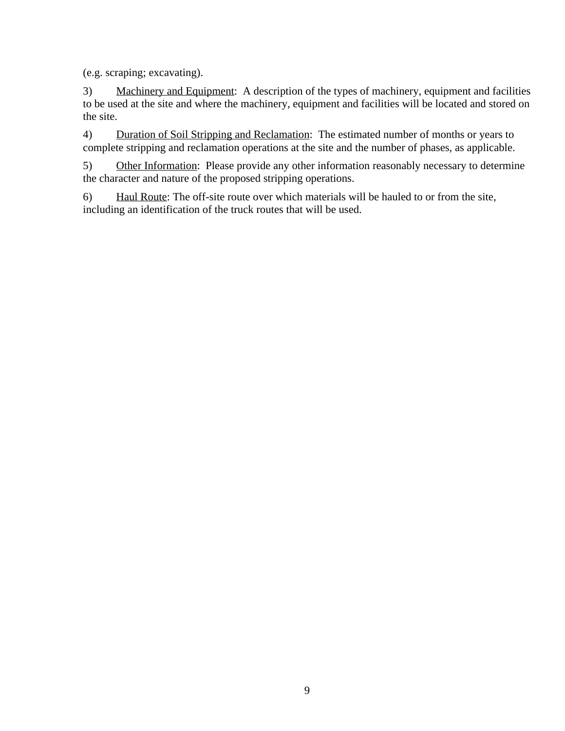(e.g. scraping; excavating).

3) Machinery and Equipment: A description of the types of machinery, equipment and facilities to be used at the site and where the machinery, equipment and facilities will be located and stored on the site.

4) Duration of Soil Stripping and Reclamation: The estimated number of months or years to complete stripping and reclamation operations at the site and the number of phases, as applicable.

5) Other Information: Please provide any other information reasonably necessary to determine the character and nature of the proposed stripping operations.

6) Haul Route: The off-site route over which materials will be hauled to or from the site, including an identification of the truck routes that will be used.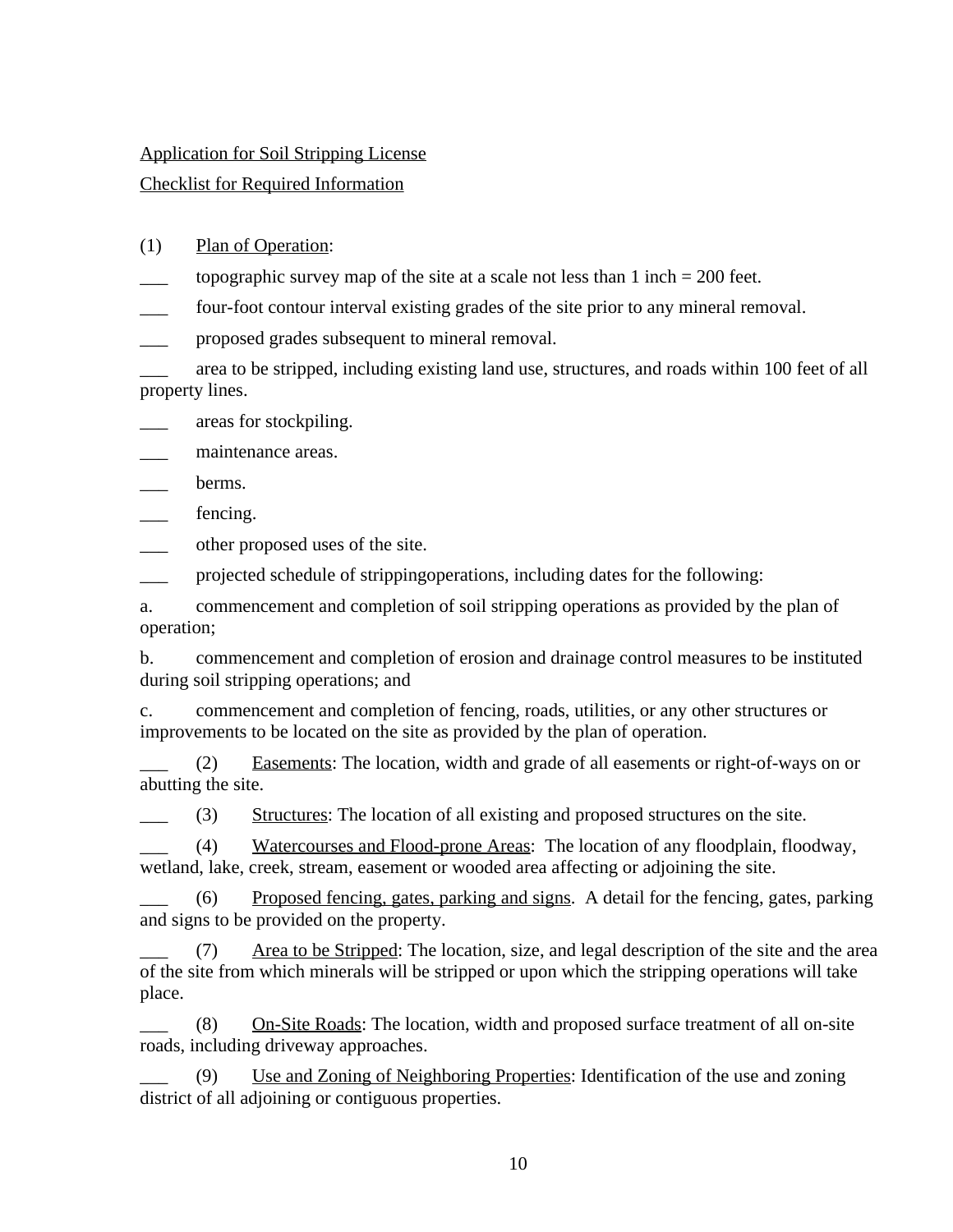Application for Soil Stripping License

Checklist for Required Information

(1) Plan of Operation:

___ topographic survey map of the site at a scale not less than 1 inch = 200 feet.

___ four-foot contour interval existing grades of the site prior to any mineral removal.

___ proposed grades subsequent to mineral removal.

___ area to be stripped, including existing land use, structures, and roads within 100 feet of all property lines.

___ areas for stockpiling.

___ maintenance areas.

___ berms.

___ fencing.

___ other proposed uses of the site.

___ projected schedule of strippingoperations, including dates for the following:

a. commencement and completion of soil stripping operations as provided by the plan of operation;

b. commencement and completion of erosion and drainage control measures to be instituted during soil stripping operations; and

c. commencement and completion of fencing, roads, utilities, or any other structures or improvements to be located on the site as provided by the plan of operation.

___ (2) Easements: The location, width and grade of all easements or right-of-ways on or abutting the site.

___ (3) Structures: The location of all existing and proposed structures on the site.

___ (4) Watercourses and Flood-prone Areas: The location of any floodplain, floodway, wetland, lake, creek, stream, easement or wooded area affecting or adjoining the site.

___ (6) Proposed fencing, gates, parking and signs. A detail for the fencing, gates, parking and signs to be provided on the property.

___ (7) Area to be Stripped: The location, size, and legal description of the site and the area of the site from which minerals will be stripped or upon which the stripping operations will take place.

___ (8) On-Site Roads: The location, width and proposed surface treatment of all on-site roads, including driveway approaches.

___ (9) Use and Zoning of Neighboring Properties: Identification of the use and zoning district of all adjoining or contiguous properties.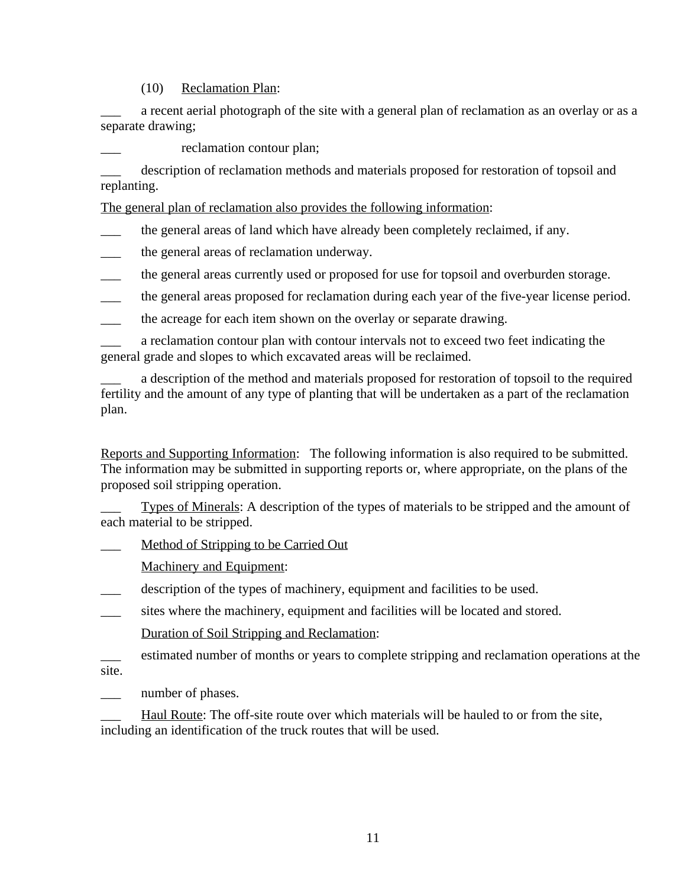(10) Reclamation Plan:

___ a recent aerial photograph of the site with a general plan of reclamation as an overlay or as a separate drawing;

___ reclamation contour plan;

___ description of reclamation methods and materials proposed for restoration of topsoil and replanting.

The general plan of reclamation also provides the following information:

___ the general areas of land which have already been completely reclaimed, if any.

___ the general areas of reclamation underway.

___ the general areas currently used or proposed for use for topsoil and overburden storage.

___ the general areas proposed for reclamation during each year of the five-year license period.

___ the acreage for each item shown on the overlay or separate drawing.

___ a reclamation contour plan with contour intervals not to exceed two feet indicating the general grade and slopes to which excavated areas will be reclaimed.

___ a description of the method and materials proposed for restoration of topsoil to the required fertility and the amount of any type of planting that will be undertaken as a part of the reclamation plan.

Reports and Supporting Information: The following information is also required to be submitted. The information may be submitted in supporting reports or, where appropriate, on the plans of the proposed soil stripping operation.

___ Types of Minerals: A description of the types of materials to be stripped and the amount of each material to be stripped.

___ Method of Stripping to be Carried Out

Machinery and Equipment:

___ description of the types of machinery, equipment and facilities to be used.

___ sites where the machinery, equipment and facilities will be located and stored.

Duration of Soil Stripping and Reclamation:

___ estimated number of months or years to complete stripping and reclamation operations at the site.

___ number of phases.

___ Haul Route: The off-site route over which materials will be hauled to or from the site, including an identification of the truck routes that will be used.